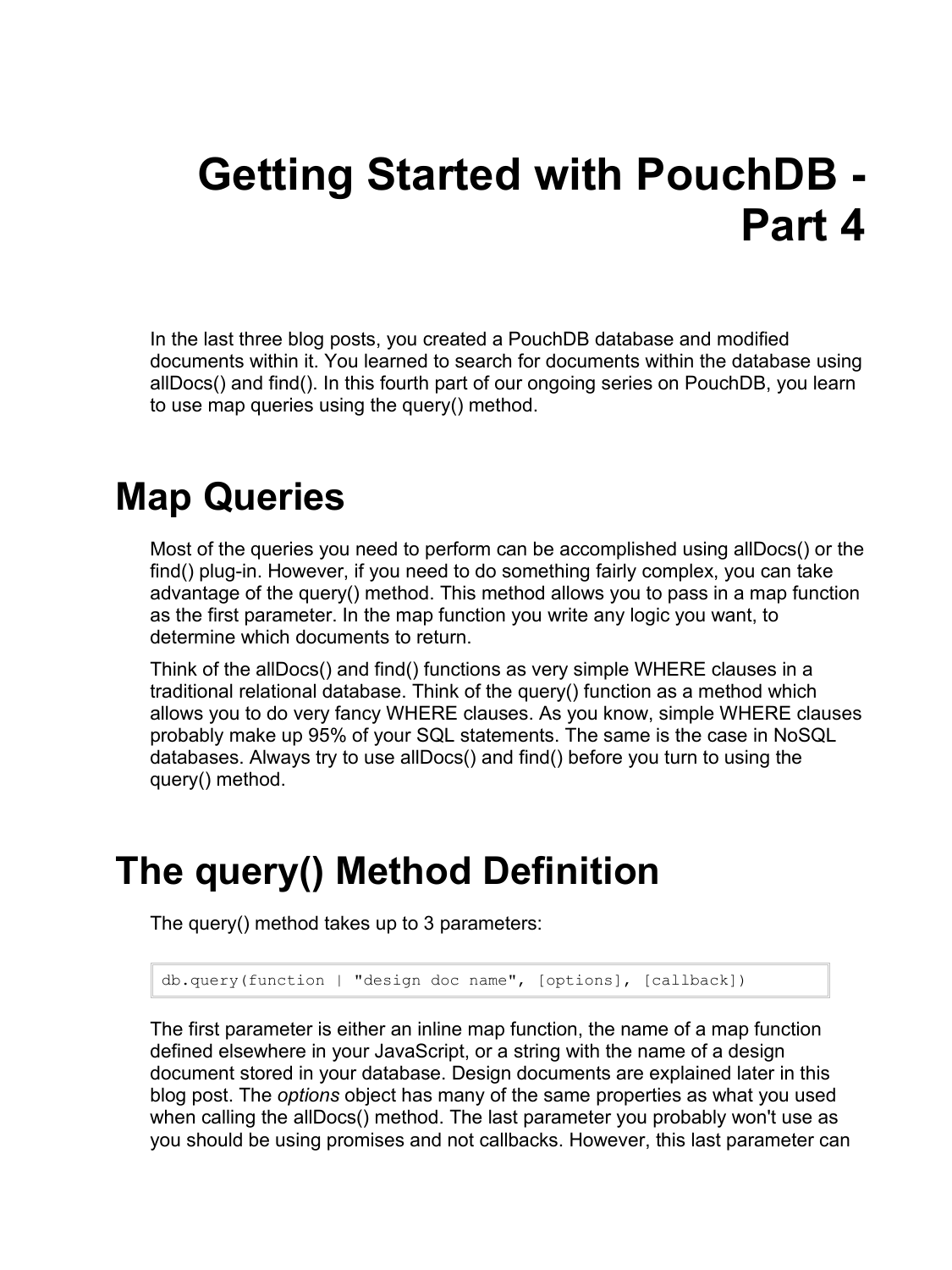# Getting Started with PouchDB - Part 4

In the last three blog posts, you created a PouchDB database and modified documents within it. You learned to search for documents within the database using allDocs() and find(). In this fourth part of our ongoing series on PouchDB, you learn to use map queries using the query() method.

## Map Queries

Most of the queries you need to perform can be accomplished using allDocs() or the find() plug-in. However, if you need to do something fairly complex, you can take advantage of the query() method. This method allows you to pass in a map function as the first parameter. In the map function you write any logic you want, to determine which documents to return.

Think of the allDocs() and find() functions as very simple WHERE clauses in a traditional relational database. Think of the query() function as a method which allows you to do very fancy WHERE clauses. As you know, simple WHERE clauses probably make up 95% of your SQL statements. The same is the case in NoSQL databases. Always try to use allDocs() and find() before you turn to using the query() method.

## The query() Method Definition

The query() method takes up to 3 parameters:

```
db.query(function | "design doc name", [options], [callback])
```

The first parameter is either an inline map function, the name of a map function defined elsewhere in your JavaScript, or a string with the name of a design document stored in your database. Design documents are explained later in this blog post. The *options* object has many of the same properties as what you used when calling the allDocs() method. The last parameter you probably won't use as you should be using promises and not callbacks. However, this last parameter can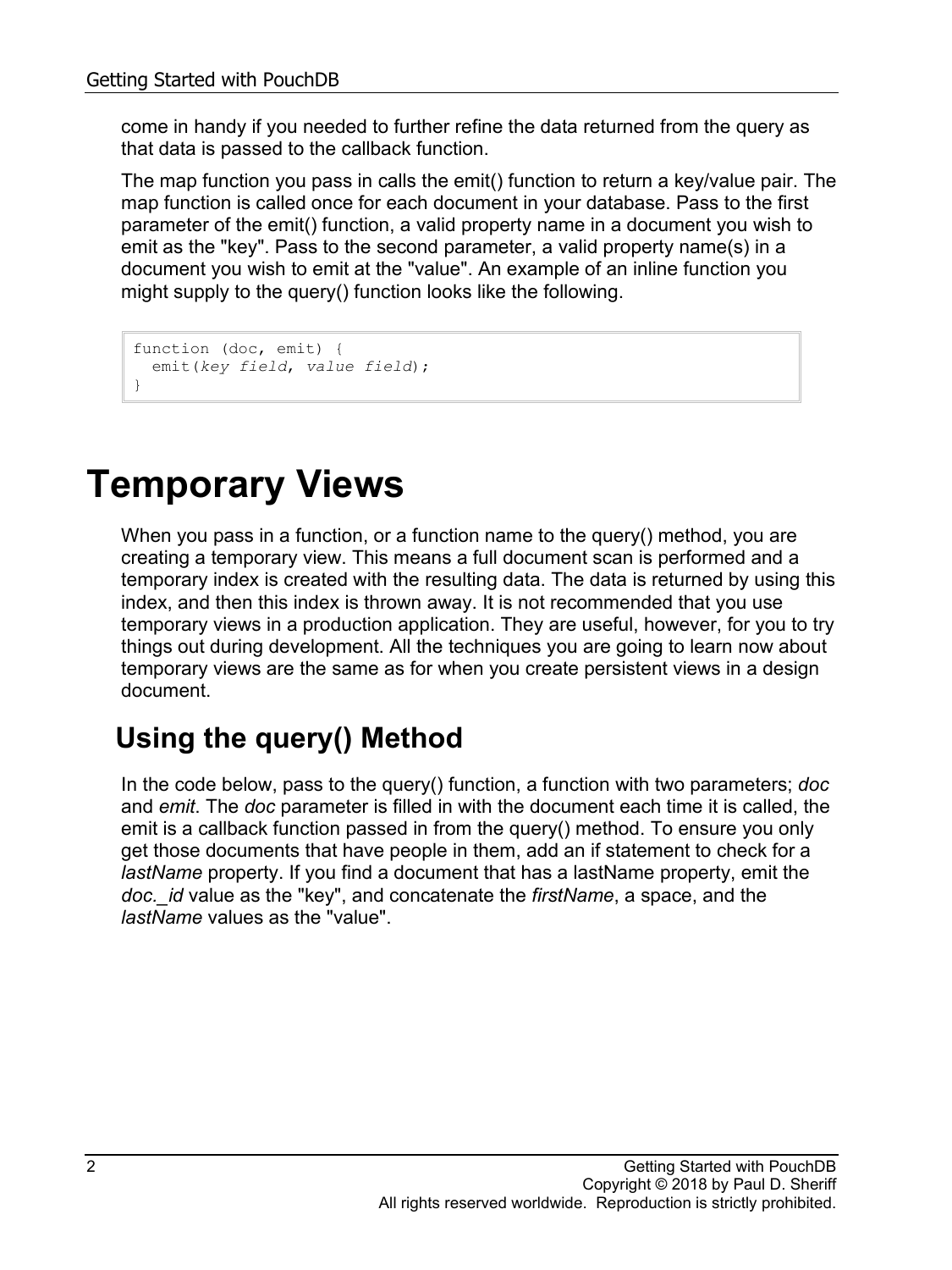come in handy if you needed to further refine the data returned from the query as that data is passed to the callback function.

The map function you pass in calls the emit() function to return a key/value pair. The map function is called once for each document in your database. Pass to the first parameter of the emit() function, a valid property name in a document you wish to emit as the "key". Pass to the second parameter, a valid property name(s) in a document you wish to emit at the "value". An example of an inline function you might supply to the query() function looks like the following.

```
function (doc, emit) {
  emit(key field, value field);
}
```

# Temporary Views

When you pass in a function, or a function name to the query() method, you are creating a temporary view. This means a full document scan is performed and a temporary index is created with the resulting data. The data is returned by using this index, and then this index is thrown away. It is not recommended that you use temporary views in a production application. They are useful, however, for you to try things out during development. All the techniques you are going to learn now about temporary views are the same as for when you create persistent views in a design document.

## Using the query() Method

In the code below, pass to the query() function, a function with two parameters; *doc* and *emit*. The *doc* parameter is filled in with the document each time it is called, the emit is a callback function passed in from the query() method. To ensure you only get those documents that have people in them, add an if statement to check for a *lastName* property. If you find a document that has a lastName property, emit the *doc._id* value as the "key", and concatenate the *firstName*, a space, and the *lastName* values as the "value".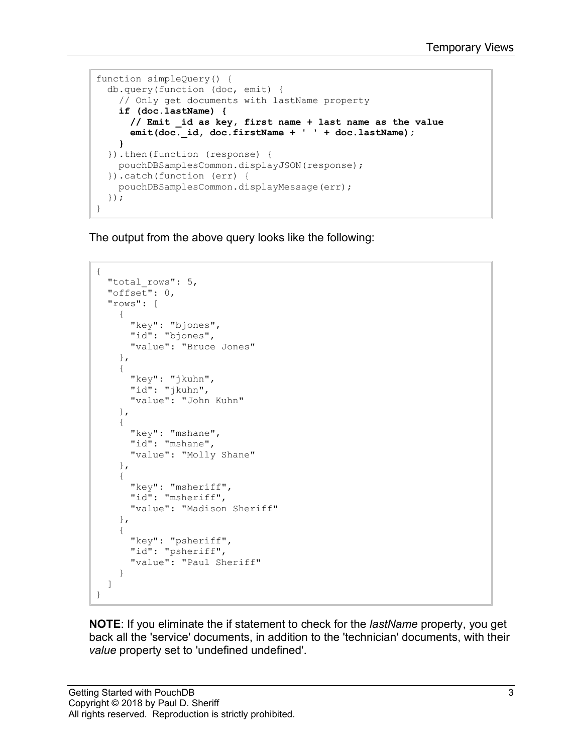```
function simpleQuery() {
  db.query(function (doc, emit) {
    // Only get documents with lastName property
    if (doc.lastName) {
      // Emit _id as key, first name + last name as the value
      emit(doc._id, doc.firstName + ' ' + doc.lastName);
    }
  }).then(function (response) {
    pouchDBSamplesCommon.displayJSON(response);
  }).catch(function (err) {
    pouchDBSamplesCommon.displayMessage(err);
  });
}
```

The output from the above query looks like the following:

```
{
  "total_rows": 5,
  "offset": 0,
  "rows": [
    {
      "key": "bjones",
      "id": "bjones",
      "value": "Bruce Jones"
    },
    {
      "key": "jkuhn",
      "id": "jkuhn",
      "value": "John Kuhn"
    },
    {
      "key": "mshane",
      "id": "mshane",
      "value": "Molly Shane"
    },
    {
      "key": "msheriff",
      "id": "msheriff",
      "value": "Madison Sheriff"
    },
    {
      "key": "psheriff",
      "id": "psheriff",
      "value": "Paul Sheriff"
    }
  ]
}
```

**NOTE**: If you eliminate the if statement to check for the *lastName* property, you get back all the 'service' documents, in addition to the 'technician' documents, with their *value* property set to 'undefined undefined'.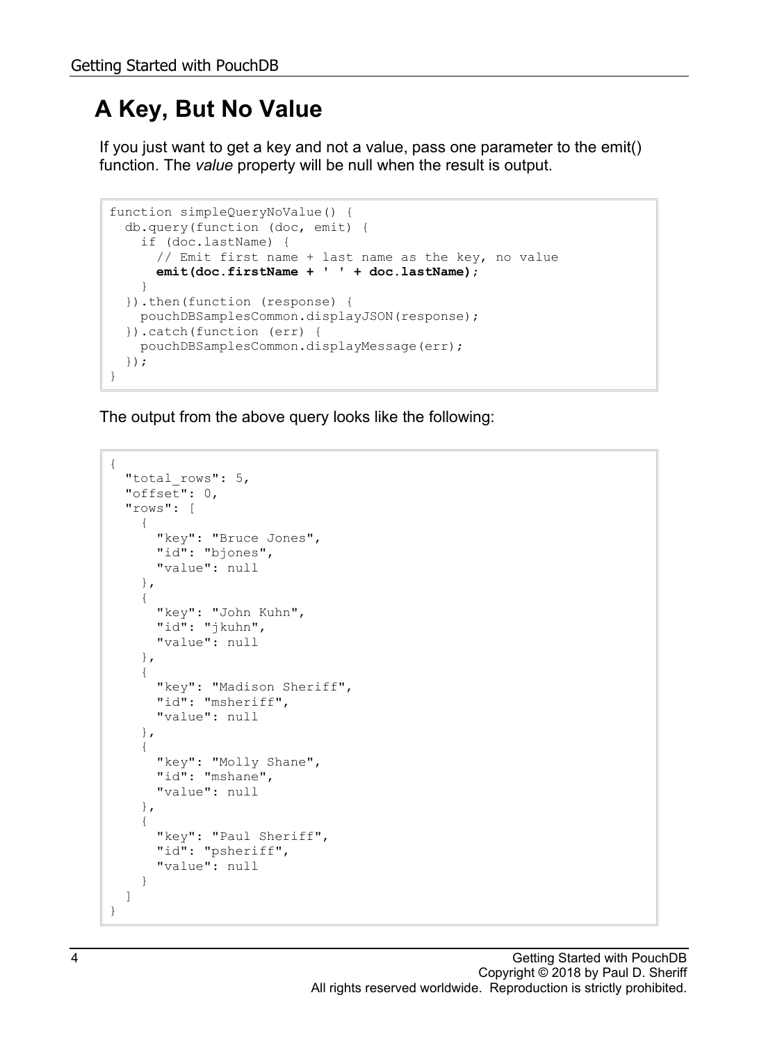# A Key, But No Value

If you just want to get a key and not a value, pass one parameter to the emit() function. The *value* property will be null when the result is output.

```
function simpleQueryNoValue() {
  db.query(function (doc, emit) {
    if (doc.lastName) {
      // Emit first name + last name as the key, no value
      emit(doc.firstName + ' ' + doc.lastName);
    }
  }).then(function (response) {
    pouchDBSamplesCommon.displayJSON(response);
  }).catch(function (err) {
    pouchDBSamplesCommon.displayMessage(err);
  });
}
```

The output from the above query looks like the following:

```
{
  "total_rows": 5,
  "offset": 0,
  "rows": [
    {
      "key": "Bruce Jones",
      "id": "bjones",
      "value": null
    },
    {
      "key": "John Kuhn",
      "id": "jkuhn",
      "value": null
    },
    {
      "key": "Madison Sheriff",
      "id": "msheriff",
      "value": null
    },
    {
      "key": "Molly Shane",
      "id": "mshane",
      "value": null
    },
    {
      "key": "Paul Sheriff",
      "id": "psheriff",
      "value": null
    }
  ]
}
```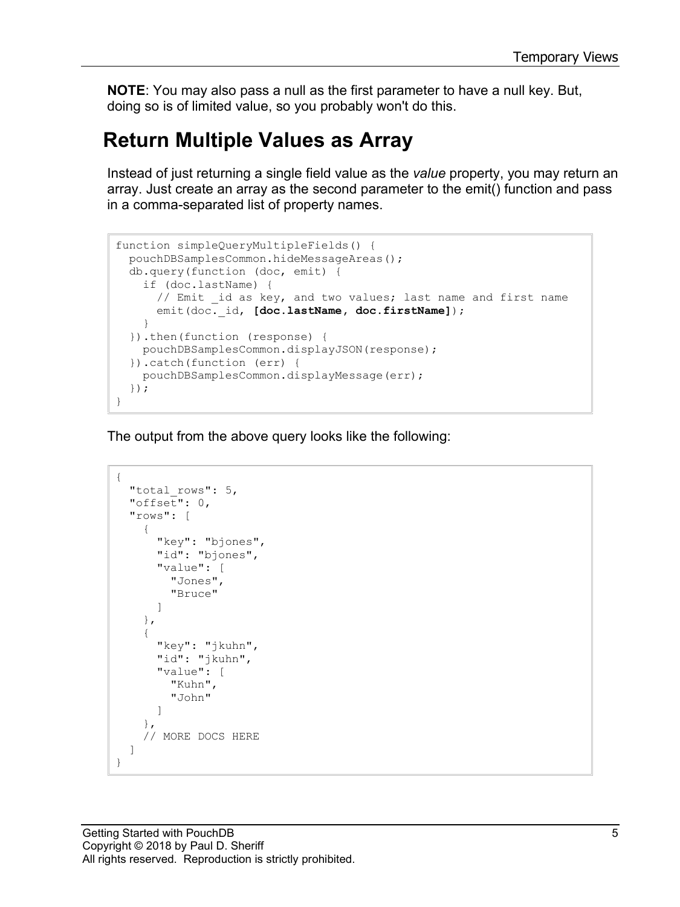**NOTE**: You may also pass a null as the first parameter to have a null key. But, doing so is of limited value, so you probably won't do this.

## Return Multiple Values as Array

Instead of just returning a single field value as the *value* property, you may return an array. Just create an array as the second parameter to the emit() function and pass in a comma-separated list of property names.

```
function simpleQueryMultipleFields() {
  pouchDBSamplesCommon.hideMessageAreas();
  db.query(function (doc, emit) {
    if (doc.lastName) {
      // Emit _id as key, and two values; last name and first name
      emit(doc._id, [doc.lastName, doc.firstName]);
    }
  }).then(function (response) {
    pouchDBSamplesCommon.displayJSON(response);
  }).catch(function (err) {
    pouchDBSamplesCommon.displayMessage(err);
  });
}
```

The output from the above query looks like the following:

```
{
  "total_rows": 5,
  "offset": 0,
  "rows": [
    {
      "key": "bjones",
      "id": "bjones",
      "value": [
        "Jones",
        "Bruce"
      ]
    },
    {
      "key": "jkuhn",
      "id": "jkuhn",
      "value": [
        "Kuhn",
        "John"
      ]
    },
    // MORE DOCS HERE
  ]
}
```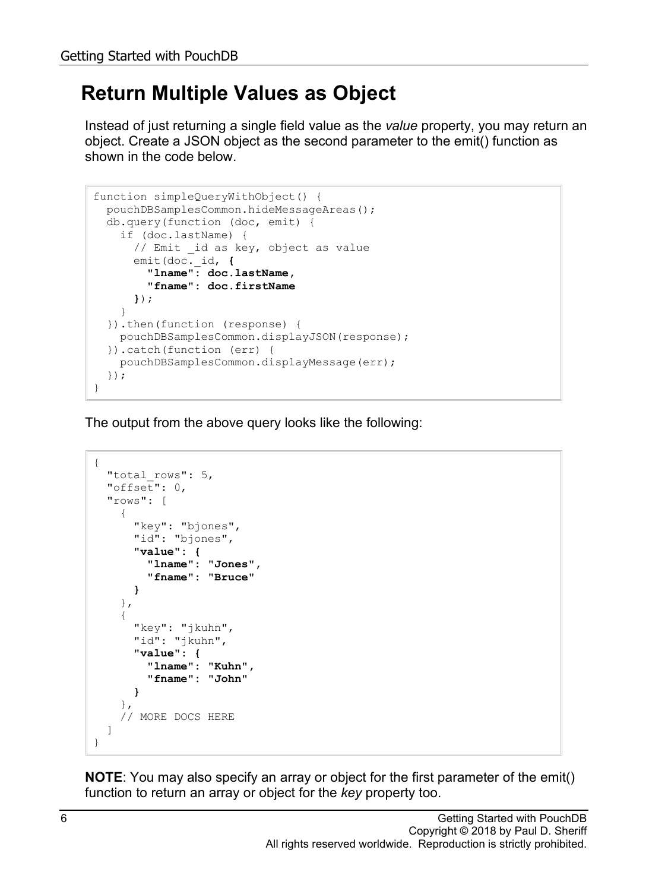# Return Multiple Values as Object

Instead of just returning a single field value as the *value* property, you may return an object. Create a JSON object as the second parameter to the emit() function as shown in the code below.

```
function simpleQueryWithObject() {
  pouchDBSamplesCommon.hideMessageAreas();
  db.query(function (doc, emit) {
    if (doc.lastName) {
      // Emit _id as key, object as value
      emit(doc._id, {
        "lname": doc.lastName,
        "fname": doc.firstName
      });
    }
  }).then(function (response) {
    pouchDBSamplesCommon.displayJSON(response);
  }).catch(function (err) {
    pouchDBSamplesCommon.displayMessage(err);
  });
}
```

The output from the above query looks like the following:

```
{
  "total_rows": 5,
  "offset": 0,
  "rows": [
    {
      "key": "bjones",
      "id": "bjones",
      "value": {
        "lname": "Jones",
        "fname": "Bruce"
      }
    },
    {
      "key": "jkuhn",
      "id": "jkuhn",
      "value": {
        "lname": "Kuhn",
        "fname": "John"
      }
    },
    // MORE DOCS HERE
  ]
}
```

**NOTE**: You may also specify an array or object for the first parameter of the emit() function to return an array or object for the *key* property too.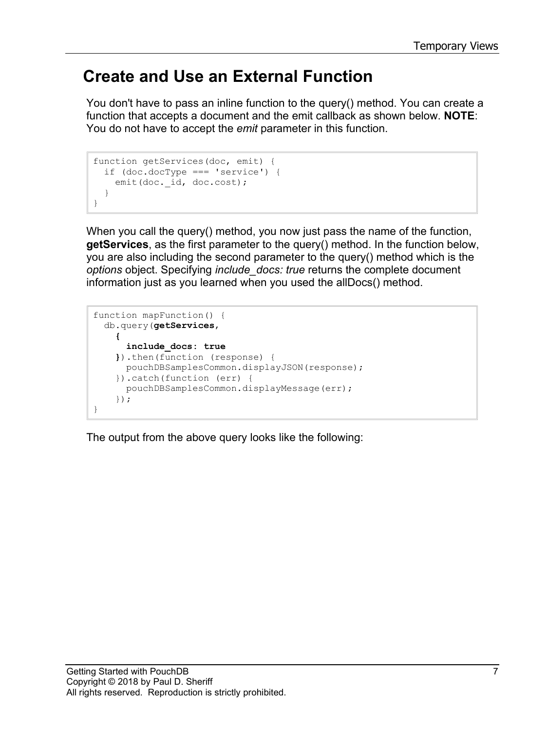# Create and Use an External Function

You don't have to pass an inline function to the query() method. You can create a function that accepts a document and the emit callback as shown below. **NOTE**: You do not have to accept the *emit* parameter in this function.

```
function getServices(doc, emit) {
  if (doc.docType === 'service') {
    emit(doc._id, doc.cost);
  }
}
```

When you call the query() method, you now just pass the name of the function, **getServices**, as the first parameter to the query() method. In the function below, you are also including the second parameter to the query() method which is the *options* object. Specifying *include_docs: true* returns the complete document information just as you learned when you used the allDocs() method.

```
function mapFunction() {
  db.query(getServices,
    {
      include_docs: true
    }).then(function (response) {
      pouchDBSamplesCommon.displayJSON(response);
    }).catch(function (err) {
      pouchDBSamplesCommon.displayMessage(err);
    });
}
```

The output from the above query looks like the following: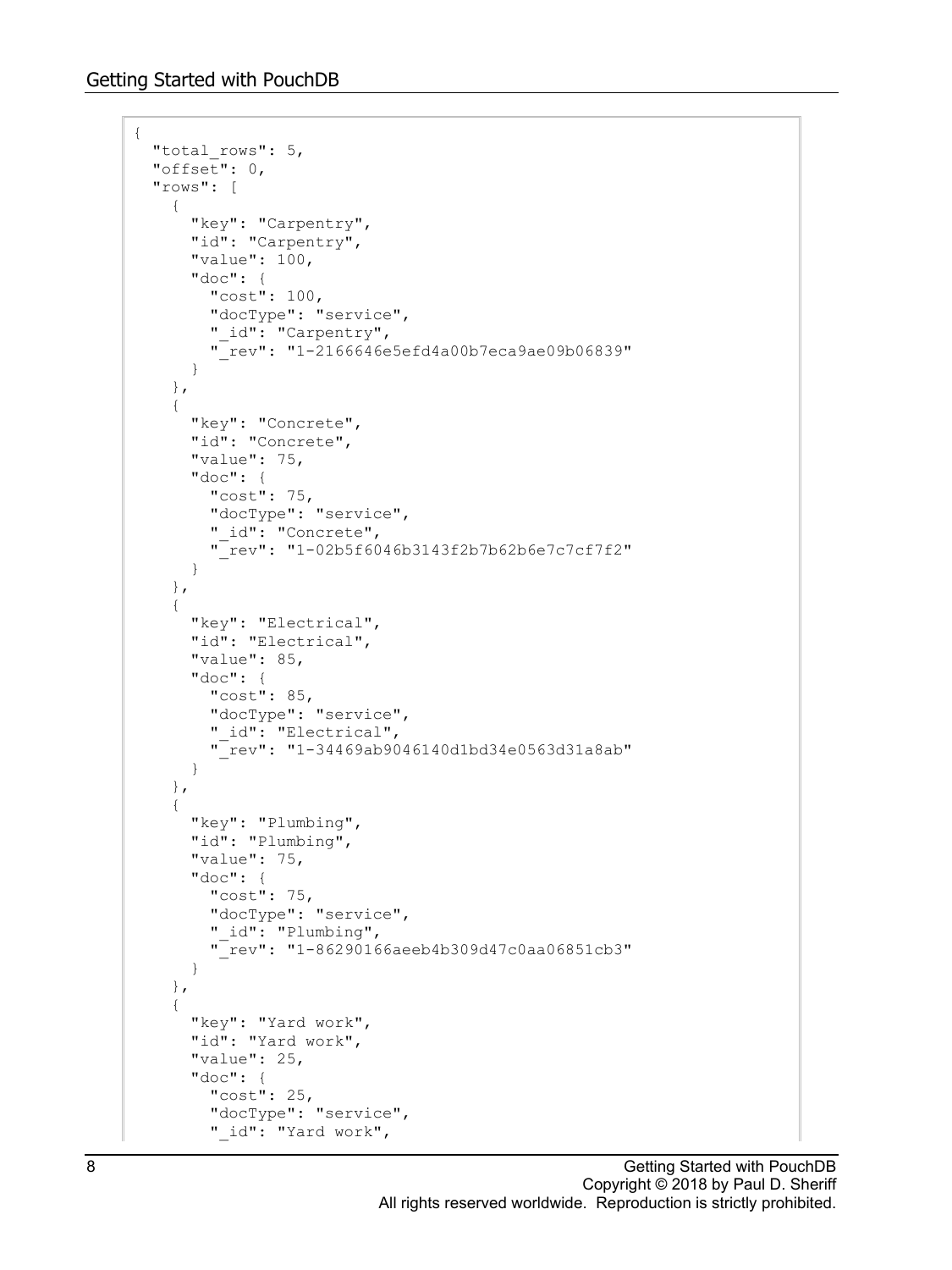```
{
  "total_rows": 5,
  "offset": 0,
  "rows": [
    {
      "key": "Carpentry",
      "id": "Carpentry",
      "value": 100,
      "doc": {
        "cost": 100,
        "docType": "service",
        "_id": "Carpentry",
        "_rev": "1-2166646e5efd4a00b7eca9ae09b06839"
      }
    },
    {
      "key": "Concrete",
      "id": "Concrete",
      "value": 75,
      "doc": {
        "cost": 75,
        "docType": "service",
        "_id": "Concrete",
        "_rev": "1-02b5f6046b3143f2b7b62b6e7c7cf7f2"
      }
    },
    {
      "key": "Electrical",
      "id": "Electrical",
      "value": 85,
      "doc": {
        "cost": 85,
        "docType": "service",
        "_id": "Electrical",
        "_rev": "1-34469ab9046140d1bd34e0563d31a8ab"
      }
    },
    {
      "key": "Plumbing",
      "id": "Plumbing",
      "value": 75,
      "doc": {
        "cost": 75,
        "docType": "service",
        "_id": "Plumbing",
        "_rev": "1-86290166aeeb4b309d47c0aa06851cb3"
      }
    },
    {
      "key": "Yard work",
      "id": "Yard work",
      "value": 25,
      "doc": {
        "cost": 25,
        "docType": "service",
        "_id": "Yard work",
```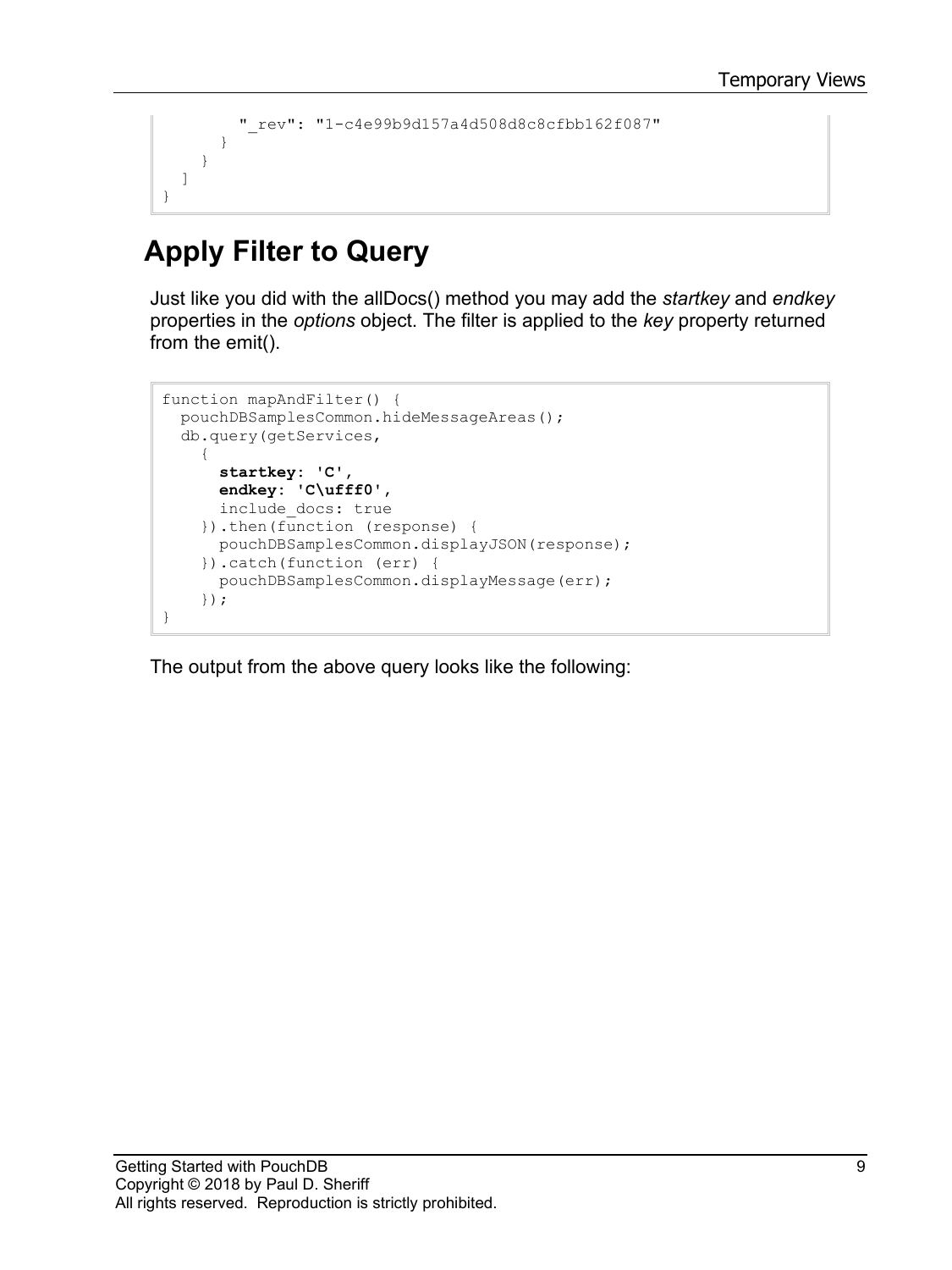```
        "_rev": "1-c4e99b9d157a4d508d8c8cfbb162f087"
      }
    }
  ]
}
```

## Apply Filter to Query

Just like you did with the allDocs() method you may add the *startkey* and *endkey* properties in the *options* object. The filter is applied to the *key* property returned from the emit().

```
function mapAndFilter() {
  pouchDBSamplesCommon.hideMessageAreas();
  db.query(getServices,
    {
      startkey: 'C',
      endkey: 'C\ufff0',
      include_docs: true
    }).then(function (response) {
      pouchDBSamplesCommon.displayJSON(response);
    }).catch(function (err) {
      pouchDBSamplesCommon.displayMessage(err);
    });
}
```

The output from the above query looks like the following: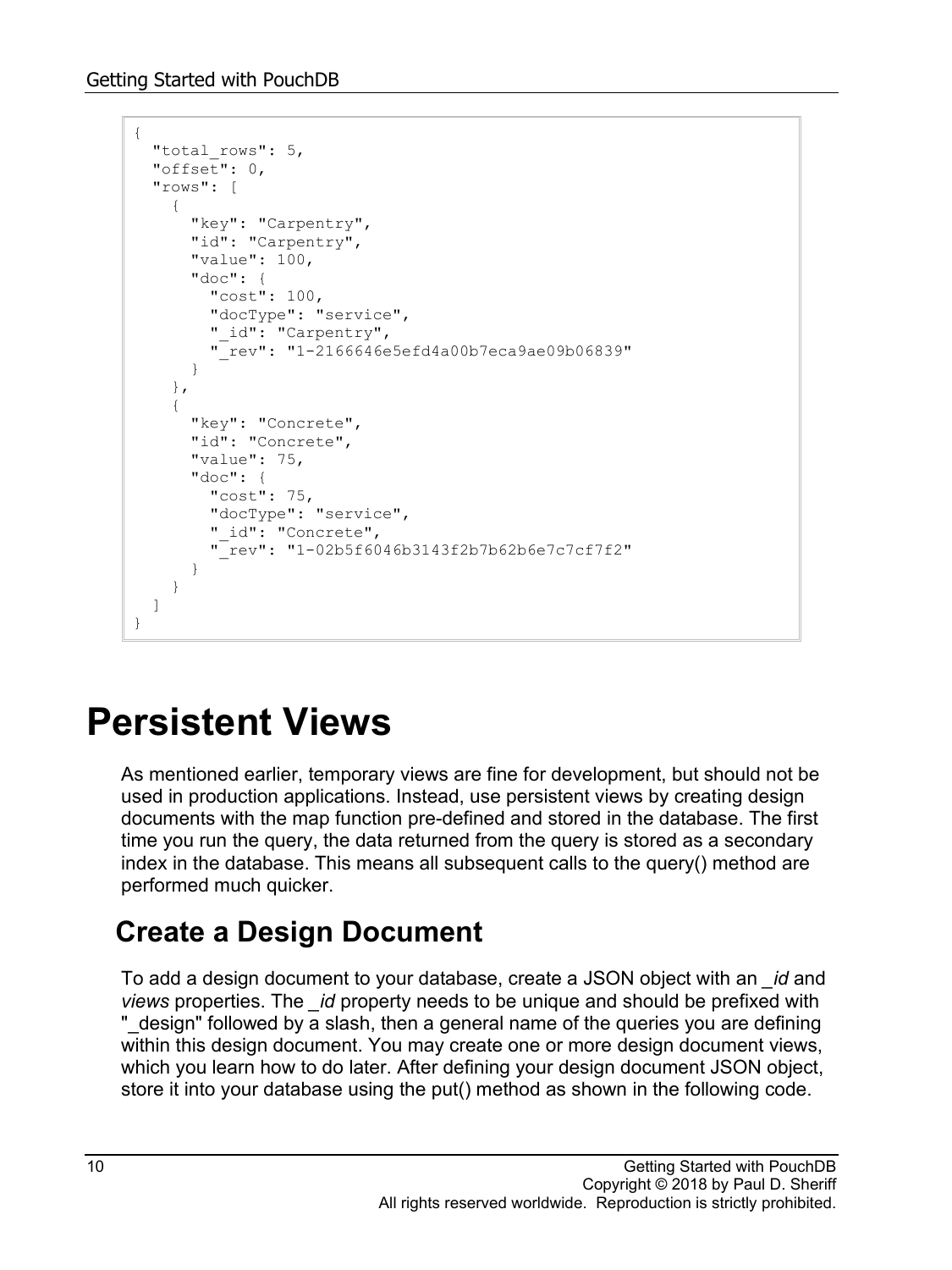```
{
  "total_rows": 5,
  "offset": 0,
  "rows": [
    {
      "key": "Carpentry",
      "id": "Carpentry",
      "value": 100,
      "doc": {
        "cost": 100,
        "docType": "service",
        "_id": "Carpentry",
        "_rev": "1-2166646e5efd4a00b7eca9ae09b06839"
      }
    },
    {
      "key": "Concrete",
      "id": "Concrete",
      "value": 75,
      "doc": {
        "cost": 75,
        "docType": "service",
        "_id": "Concrete",
        "_rev": "1-02b5f6046b3143f2b7b62b6e7c7cf7f2"
      }
    }
  ]
}
```

# Persistent Views

As mentioned earlier, temporary views are fine for development, but should not be used in production applications. Instead, use persistent views by creating design documents with the map function pre-defined and stored in the database. The first time you run the query, the data returned from the query is stored as a secondary index in the database. This means all subsequent calls to the query() method are performed much quicker.

## Create a Design Document

To add a design document to your database, create a JSON object with an *_id* and *views* properties. The *_id* property needs to be unique and should be prefixed with "_design" followed by a slash, then a general name of the queries you are defining within this design document. You may create one or more design document views, which you learn how to do later. After defining your design document JSON object, store it into your database using the put() method as shown in the following code.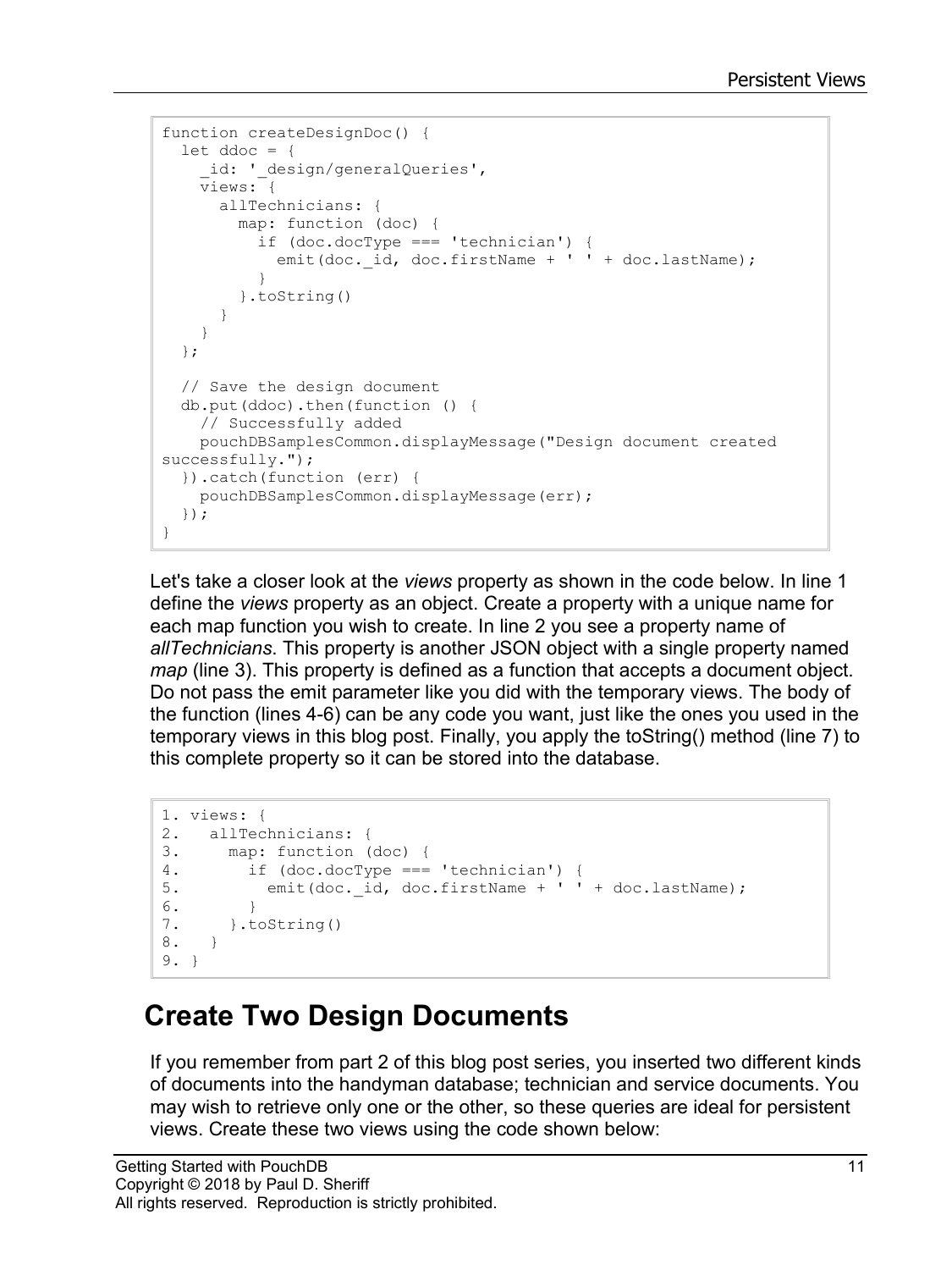```
function createDesignDoc() {
  let ddoc = {
    _id: '_design/generalQueries',
    views: {
      allTechnicians: {
        map: function (doc) {
          if (doc.docType === 'technician') {
            emit(doc._id, doc.firstName + ' ' + doc.lastName);
          }
        }.toString()
      }
    }
  };

  // Save the design document
  db.put(ddoc).then(function () {
    // Successfully added
    pouchDBSamplesCommon.displayMessage("Design document created
successfully.");
  }).catch(function (err) {
    pouchDBSamplesCommon.displayMessage(err);
  });
}
```

Let's take a closer look at the *views* property as shown in the code below. In line 1 define the *views* property as an object. Create a property with a unique name for each map function you wish to create. In line 2 you see a property name of *allTechnicians*. This property is another JSON object with a single property named *map* (line 3). This property is defined as a function that accepts a document object. Do not pass the emit parameter like you did with the temporary views. The body of the function (lines 4-6) can be any code you want, just like the ones you used in the temporary views in this blog post. Finally, you apply the toString() method (line 7) to this complete property so it can be stored into the database.

```
1. views: {
2.   allTechnicians: {
3.     map: function (doc) {
4.       if (doc.docType === 'technician') {
5.         emit(doc._id, doc.firstName + ' ' + doc.lastName);
6.       }
7.     }.toString()
8.   }
9. }
```

## Create Two Design Documents

If you remember from part 2 of this blog post series, you inserted two different kinds of documents into the handyman database; technician and service documents. You may wish to retrieve only one or the other, so these queries are ideal for persistent views. Create these two views using the code shown below: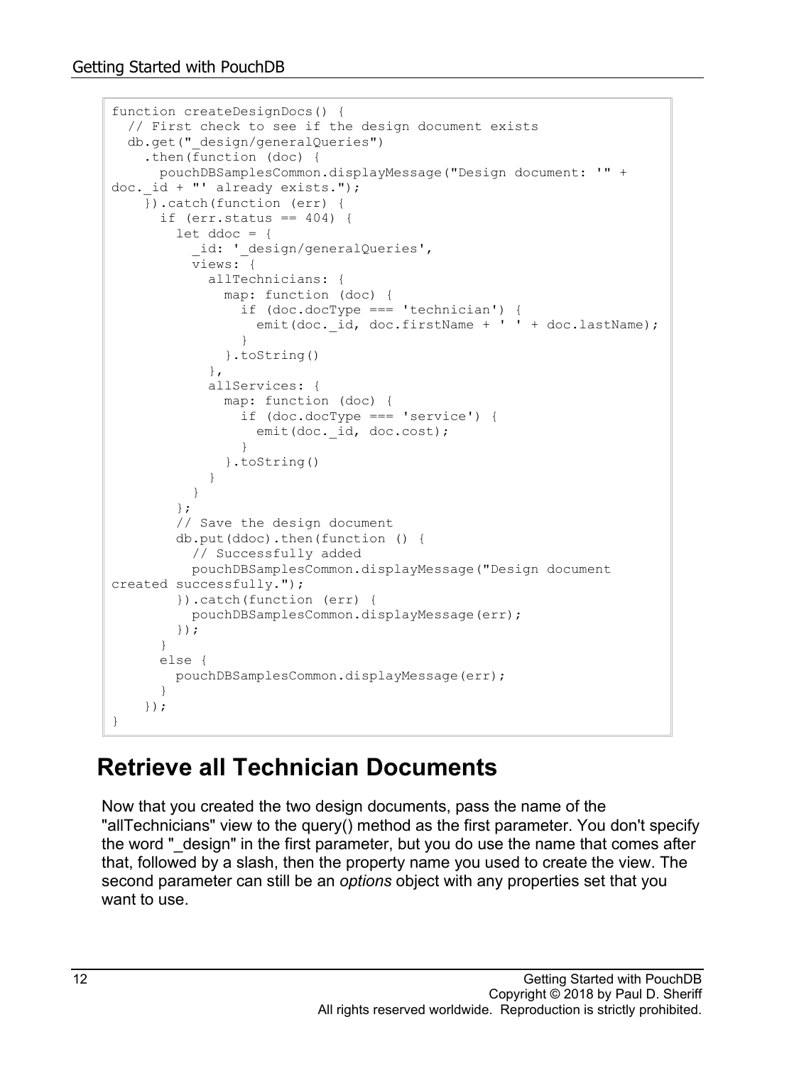```
function createDesignDocs() {
  // First check to see if the design document exists
  db.get("_design/generalQueries")
    .then(function (doc) {
      pouchDBSamplesCommon.displayMessage("Design document: '" +
doc._id + "' already exists.");
    }).catch(function (err) {
      if (err.status == 404) {
        let ddoc = {
          _id: '_design/generalQueries',
          views: {
            allTechnicians: {
              map: function (doc) {
                if (doc.docType === 'technician') {
                  emit(doc._id, doc.firstName + ' ' + doc.lastName);
                }
              }.toString()
            },
            allServices: {
              map: function (doc) {
                if (doc.docType === 'service') {
                  emit(doc._id, doc.cost);
                }
              }.toString()
            }
          }
        };
        // Save the design document
        db.put(ddoc).then(function () {
          // Successfully added
          pouchDBSamplesCommon.displayMessage("Design document
created successfully.");
        }).catch(function (err) {
          pouchDBSamplesCommon.displayMessage(err);
        });
      }
      else {
        pouchDBSamplesCommon.displayMessage(err);
      }
    });
}
```

## Retrieve all Technician Documents

Now that you created the two design documents, pass the name of the "allTechnicians" view to the query() method as the first parameter. You don't specify the word "_design" in the first parameter, but you do use the name that comes after that, followed by a slash, then the property name you used to create the view. The second parameter can still be an *options* object with any properties set that you want to use.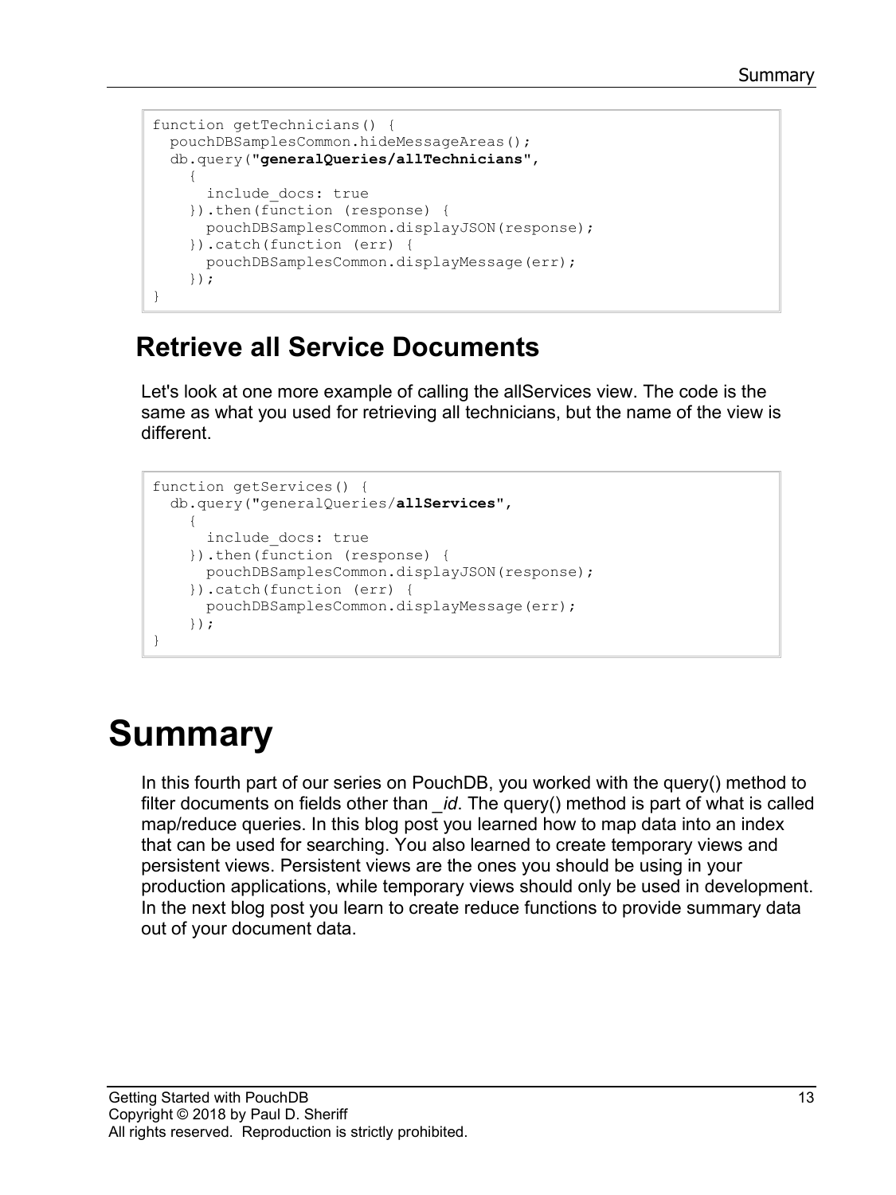```
function getTechnicians() {
  pouchDBSamplesCommon.hideMessageAreas();
  db.query("generalQueries/allTechnicians",
    {
      include_docs: true
    }).then(function (response) {
      pouchDBSamplesCommon.displayJSON(response);
    }).catch(function (err) {
      pouchDBSamplesCommon.displayMessage(err);
    });
}
```

## Retrieve all Service Documents

Let's look at one more example of calling the allServices view. The code is the same as what you used for retrieving all technicians, but the name of the view is different.

```
function getServices() {
  db.query("generalQueries/allServices",
    {
      include_docs: true
    }).then(function (response) {
      pouchDBSamplesCommon.displayJSON(response);
    }).catch(function (err) {
      pouchDBSamplesCommon.displayMessage(err);
    });
}
```

# Summary

In this fourth part of our series on PouchDB, you worked with the query() method to filter documents on fields other than *_id*. The query() method is part of what is called map/reduce queries. In this blog post you learned how to map data into an index that can be used for searching. You also learned to create temporary views and persistent views. Persistent views are the ones you should be using in your production applications, while temporary views should only be used in development. In the next blog post you learn to create reduce functions to provide summary data out of your document data.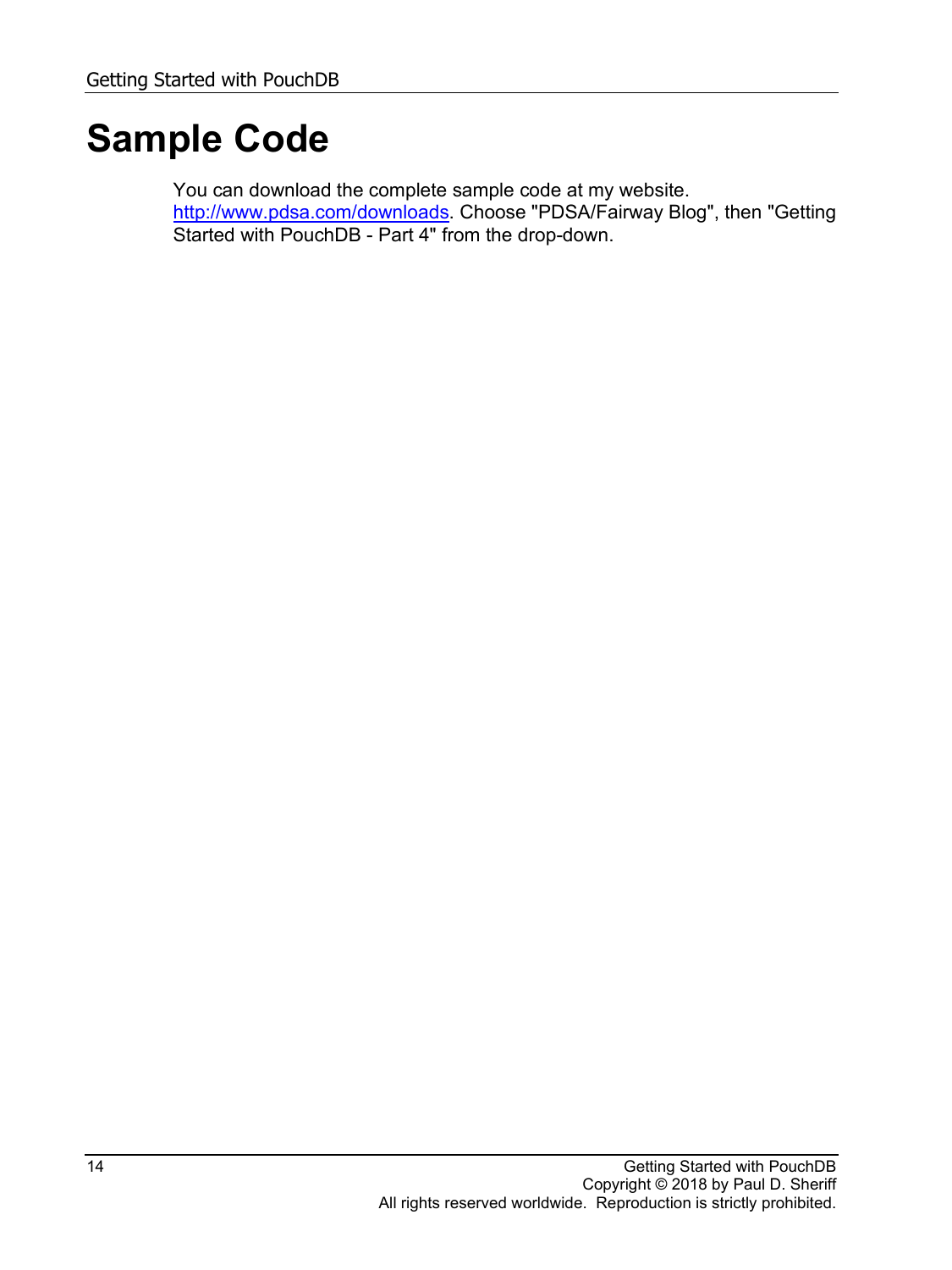# Sample Code

You can download the complete sample code at my website. [http://www.pdsa.com/downloads](http://www.pdsa.com/downloads). Choose "PDSA/Fairway Blog", then "Getting Started with PouchDB - Part 4" from the drop-down.